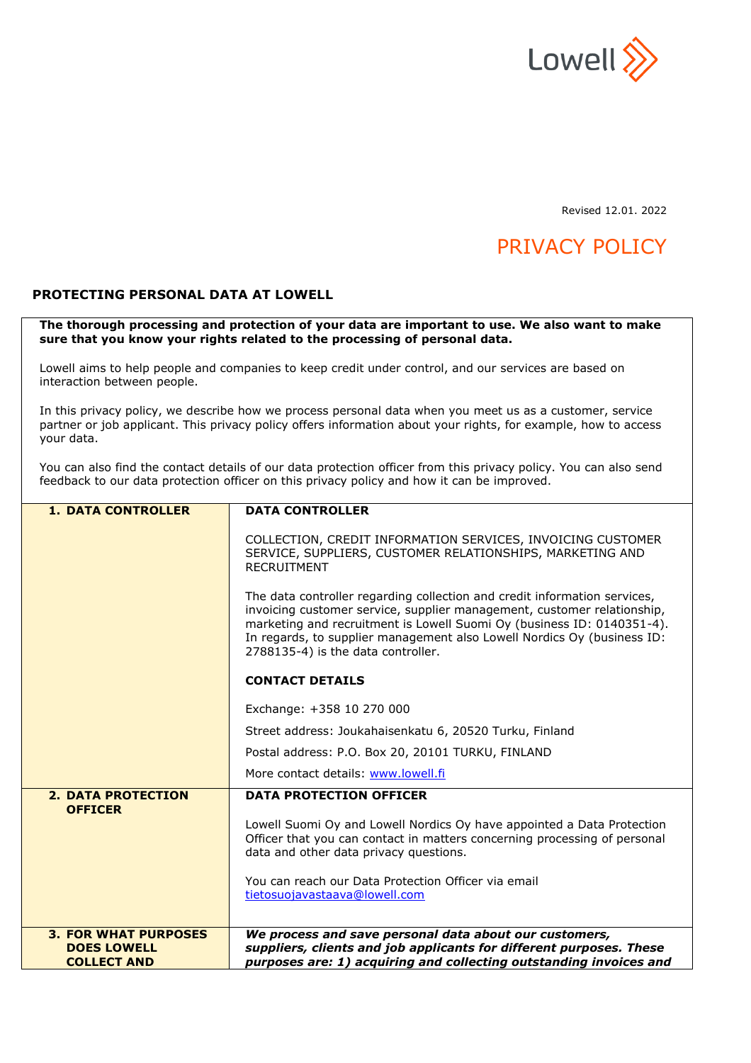Revised 12.01. 2022

# PRIVACY POLICY

## PROTECTING PERSONAL DATA AT LOWELL

**The thorough processing and protection of your data are important to use. We also want to make sure that you know your rights related to the processing of personal data.**

Lowell aims to help people and companies to keep credit under control, and our services are based on interaction between people.

In this privacy policy, we describe how we process personal data when you meet us as a customer, service partner or job applicant. This privacy policy offers information about your rights, for example, how to access your data.

You can also find the contact details of our data protection officer from this privacy policy. You can also send feedback to our data protection officer on this privacy policy and how it can be improved.

| | |
|---|---|
| **1. DATA CONTROLLER** | **DATA CONTROLLER**<br><br>COLLECTION, CREDIT INFORMATION SERVICES, INVOICING CUSTOMER SERVICE, SUPPLIERS, CUSTOMER RELATIONSHIPS, MARKETING AND RECRUITMENT<br><br>The data controller regarding collection and credit information services, invoicing customer service, supplier management, customer relationship, marketing and recruitment is Lowell Suomi Oy (business ID: 0140351-4). In regards, to supplier management also Lowell Nordics Oy (business ID: 2788135-4) is the data controller.<br><br>**CONTACT DETAILS**<br><br>Exchange: +358 10 270 000<br><br>Street address: Joukahaisenkatu 6, 20520 Turku, Finland<br><br>Postal address: P.O. Box 20, 20101 TURKU, FINLAND<br><br>More contact details: www.lowell.fi |
| **2. DATA PROTECTION OFFICER** | **DATA PROTECTION OFFICER**<br><br>Lowell Suomi Oy and Lowell Nordics Oy have appointed a Data Protection Officer that you can contact in matters concerning processing of personal data and other data privacy questions.<br><br>You can reach our Data Protection Officer via email tietosuojavastaava@lowell.com |
| **3. FOR WHAT PURPOSES DOES LOWELL COLLECT AND** | ***We process and save personal data about our customers, suppliers, clients and job applicants for different purposes. These purposes are: 1) acquiring and collecting outstanding invoices and*** |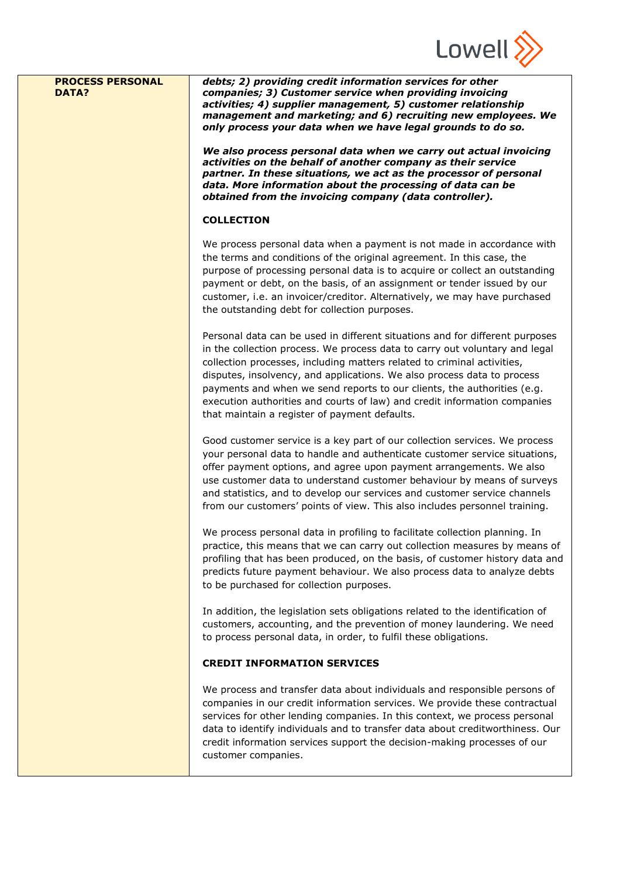| **PROCESS PERSONAL DATA?** | ***debts; 2) providing credit information services for other companies; 3) Customer service when providing invoicing activities; 4) supplier management, 5) customer relationship management and marketing; and 6) recruiting new employees. We only process your data when we have legal grounds to do so.***<br><br>***We also process personal data when we carry out actual invoicing activities on the behalf of another company as their service partner. In these situations, we act as the processor of personal data. More information about the processing of data can be obtained from the invoicing company (data controller).***<br><br>**COLLECTION**<br><br>We process personal data when a payment is not made in accordance with the terms and conditions of the original agreement. In this case, the purpose of processing personal data is to acquire or collect an outstanding payment or debt, on the basis, of an assignment or tender issued by our customer, i.e. an invoicer/creditor. Alternatively, we may have purchased the outstanding debt for collection purposes.<br><br>Personal data can be used in different situations and for different purposes in the collection process. We process data to carry out voluntary and legal collection processes, including matters related to criminal activities, disputes, insolvency, and applications. We also process data to process payments and when we send reports to our clients, the authorities (e.g. execution authorities and courts of law) and credit information companies that maintain a register of payment defaults.<br><br>Good customer service is a key part of our collection services. We process your personal data to handle and authenticate customer service situations, offer payment options, and agree upon payment arrangements. We also use customer data to understand customer behaviour by means of surveys and statistics, and to develop our services and customer service channels from our customers' points of view. This also includes personnel training.<br><br>We process personal data in profiling to facilitate collection planning. In practice, this means that we can carry out collection measures by means of profiling that has been produced, on the basis, of customer history data and predicts future payment behaviour. We also process data to analyze debts to be purchased for collection purposes.<br><br>In addition, the legislation sets obligations related to the identification of customers, accounting, and the prevention of money laundering. We need to process personal data, in order, to fulfil these obligations.<br><br>**CREDIT INFORMATION SERVICES**<br><br>We process and transfer data about individuals and responsible persons of companies in our credit information services. We provide these contractual services for other lending companies. In this context, we process personal data to identify individuals and to transfer data about creditworthiness. Our credit information services support the decision-making processes of our customer companies. |
|---|---|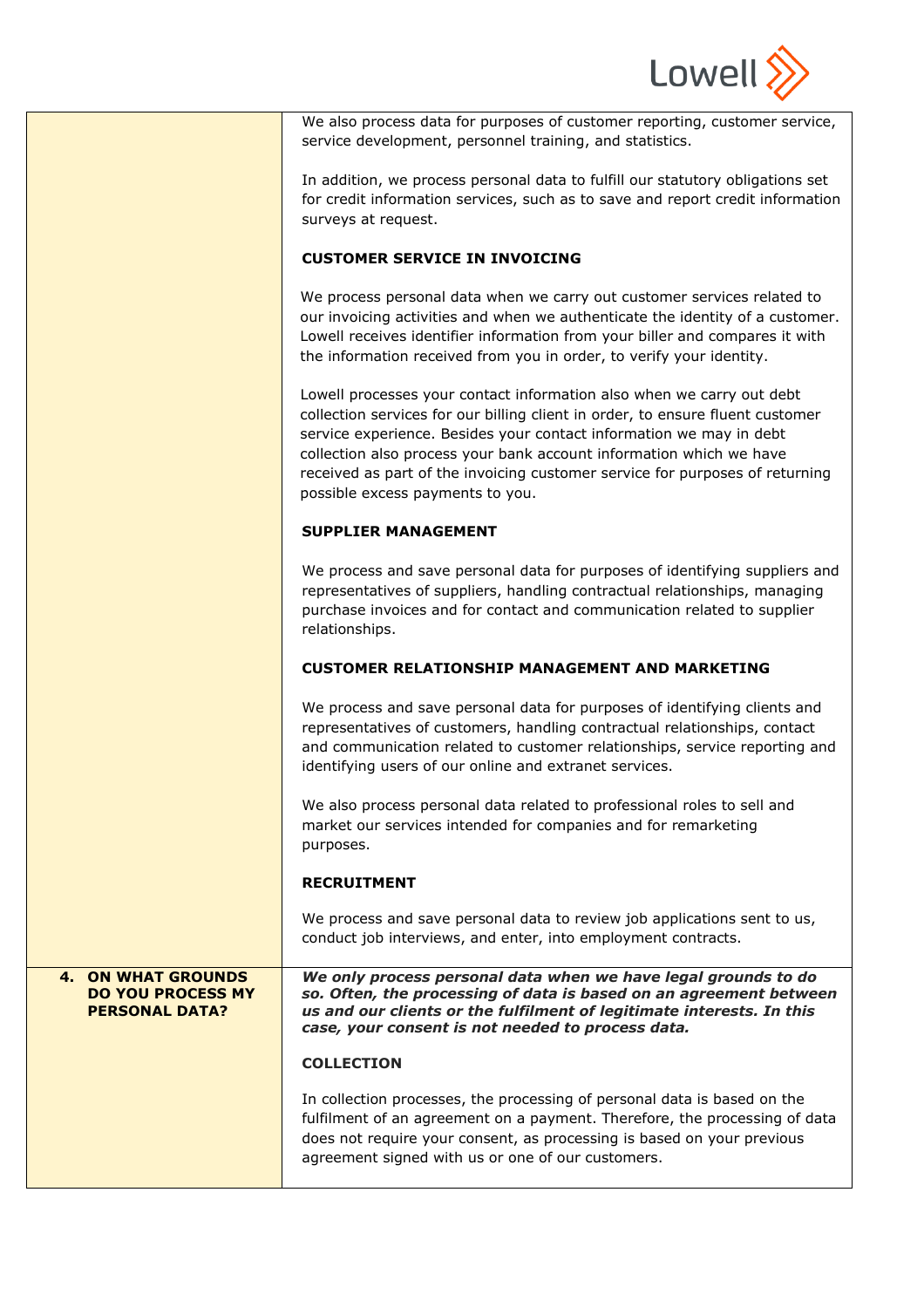We also process data for purposes of customer reporting, customer service, service development, personnel training, and statistics.

In addition, we process personal data to fulfill our statutory obligations set for credit information services, such as to save and report credit information surveys at request.

**CUSTOMER SERVICE IN INVOICING**

We process personal data when we carry out customer services related to our invoicing activities and when we authenticate the identity of a customer. Lowell receives identifier information from your biller and compares it with the information received from you in order, to verify your identity.

Lowell processes your contact information also when we carry out debt collection services for our billing client in order, to ensure fluent customer service experience. Besides your contact information we may in debt collection also process your bank account information which we have received as part of the invoicing customer service for purposes of returning possible excess payments to you.

**SUPPLIER MANAGEMENT**

We process and save personal data for purposes of identifying suppliers and representatives of suppliers, handling contractual relationships, managing purchase invoices and for contact and communication related to supplier relationships.

**CUSTOMER RELATIONSHIP MANAGEMENT AND MARKETING**

We process and save personal data for purposes of identifying clients and representatives of customers, handling contractual relationships, contact and communication related to customer relationships, service reporting and identifying users of our online and extranet services.

We also process personal data related to professional roles to sell and market our services intended for companies and for remarketing purposes.

**RECRUITMENT**

We process and save personal data to review job applications sent to us, conduct job interviews, and enter, into employment contracts.

## 4. ON WHAT GROUNDS DO YOU PROCESS MY PERSONAL DATA?

***We only process personal data when we have legal grounds to do so. Often, the processing of data is based on an agreement between us and our clients or the fulfilment of legitimate interests. In this case, your consent is not needed to process data.***

**COLLECTION**

In collection processes, the processing of personal data is based on the fulfilment of an agreement on a payment. Therefore, the processing of data does not require your consent, as processing is based on your previous agreement signed with us or one of our customers.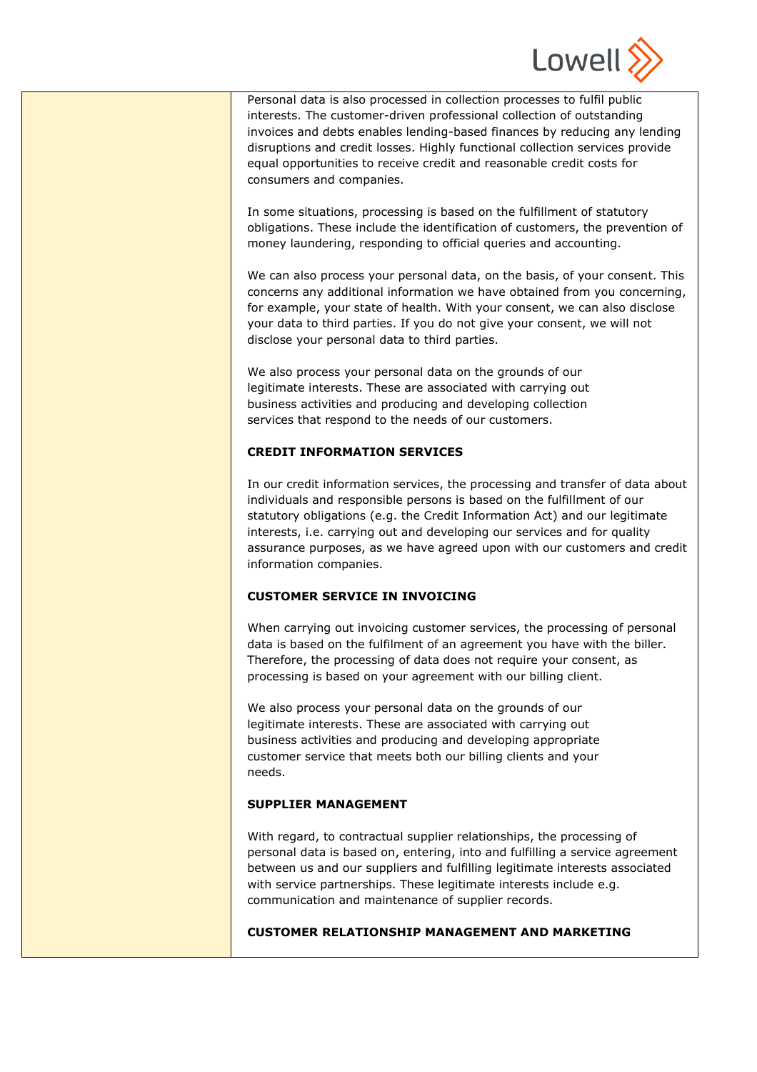Personal data is also processed in collection processes to fulfil public interests. The customer-driven professional collection of outstanding invoices and debts enables lending-based finances by reducing any lending disruptions and credit losses. Highly functional collection services provide equal opportunities to receive credit and reasonable credit costs for consumers and companies.

In some situations, processing is based on the fulfillment of statutory obligations. These include the identification of customers, the prevention of money laundering, responding to official queries and accounting.

We can also process your personal data, on the basis, of your consent. This concerns any additional information we have obtained from you concerning, for example, your state of health. With your consent, we can also disclose your data to third parties. If you do not give your consent, we will not disclose your personal data to third parties.

We also process your personal data on the grounds of our legitimate interests. These are associated with carrying out business activities and producing and developing collection services that respond to the needs of our customers.

**CREDIT INFORMATION SERVICES**

In our credit information services, the processing and transfer of data about individuals and responsible persons is based on the fulfillment of our statutory obligations (e.g. the Credit Information Act) and our legitimate interests, i.e. carrying out and developing our services and for quality assurance purposes, as we have agreed upon with our customers and credit information companies.

**CUSTOMER SERVICE IN INVOICING**

When carrying out invoicing customer services, the processing of personal data is based on the fulfilment of an agreement you have with the biller. Therefore, the processing of data does not require your consent, as processing is based on your agreement with our billing client.

We also process your personal data on the grounds of our legitimate interests. These are associated with carrying out business activities and producing and developing appropriate customer service that meets both our billing clients and your needs.

**SUPPLIER MANAGEMENT**

With regard, to contractual supplier relationships, the processing of personal data is based on, entering, into and fulfilling a service agreement between us and our suppliers and fulfilling legitimate interests associated with service partnerships. These legitimate interests include e.g. communication and maintenance of supplier records.

**CUSTOMER RELATIONSHIP MANAGEMENT AND MARKETING**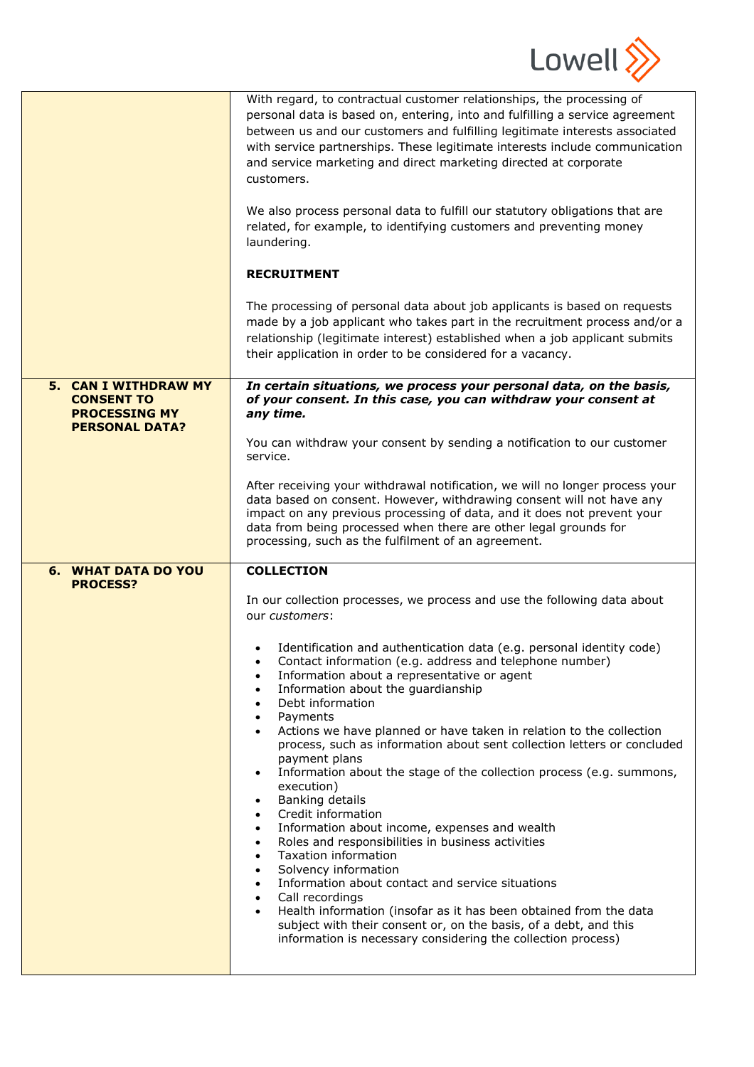With regard, to contractual customer relationships, the processing of personal data is based on, entering, into and fulfilling a service agreement between us and our customers and fulfilling legitimate interests associated with service partnerships. These legitimate interests include communication and service marketing and direct marketing directed at corporate customers.

We also process personal data to fulfill our statutory obligations that are related, for example, to identifying customers and preventing money laundering.

**RECRUITMENT**

The processing of personal data about job applicants is based on requests made by a job applicant who takes part in the recruitment process and/or a relationship (legitimate interest) established when a job applicant submits their application in order to be considered for a vacancy.

## 5. CAN I WITHDRAW MY CONSENT TO PROCESSING MY PERSONAL DATA?

***In certain situations, we process your personal data, on the basis, of your consent. In this case, you can withdraw your consent at any time.***

You can withdraw your consent by sending a notification to our customer service.

After receiving your withdrawal notification, we will no longer process your data based on consent. However, withdrawing consent will not have any impact on any previous processing of data, and it does not prevent your data from being processed when there are other legal grounds for processing, such as the fulfilment of an agreement.

## 6. WHAT DATA DO YOU PROCESS?

**COLLECTION**

In our collection processes, we process and use the following data about our *customers*:

- Identification and authentication data (e.g. personal identity code)
- Contact information (e.g. address and telephone number)
- Information about a representative or agent
- Information about the guardianship
- Debt information
- Payments
- Actions we have planned or have taken in relation to the collection process, such as information about sent collection letters or concluded payment plans
- Information about the stage of the collection process (e.g. summons, execution)
- Banking details
- Credit information
- Information about income, expenses and wealth
- Roles and responsibilities in business activities
- Taxation information
- Solvency information
- Information about contact and service situations
- Call recordings
- Health information (insofar as it has been obtained from the data subject with their consent or, on the basis, of a debt, and this information is necessary considering the collection process)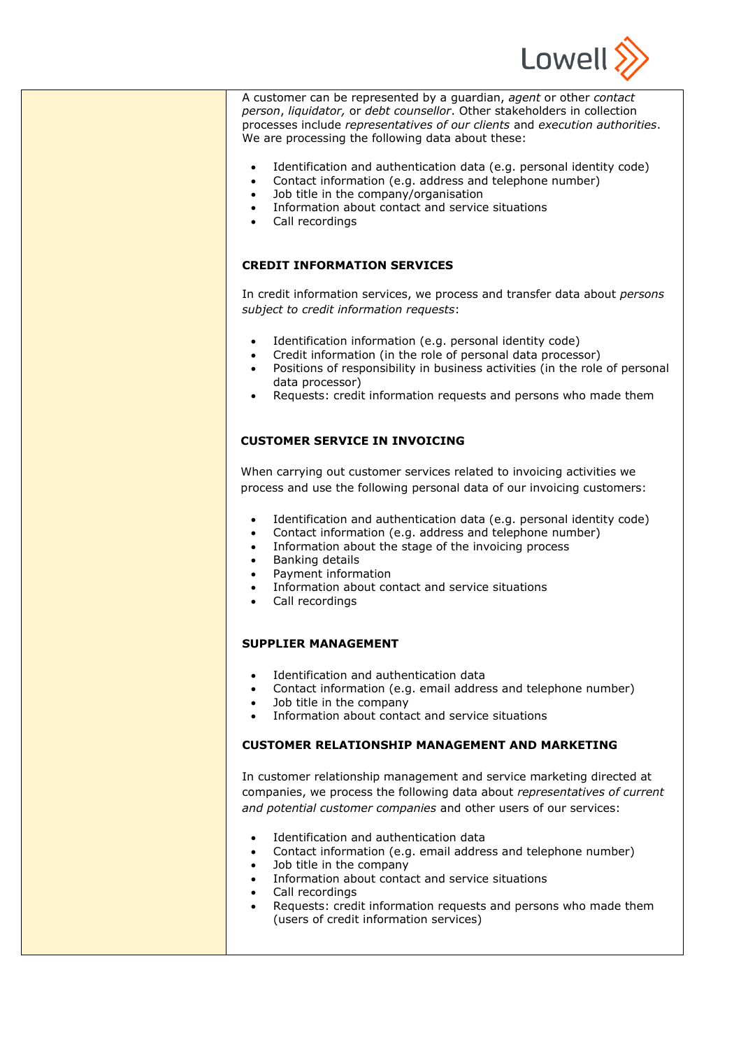A customer can be represented by a guardian, *agent* or other *contact person*, *liquidator,* or *debt counsellor*. Other stakeholders in collection processes include *representatives of our clients* and *execution authorities*. We are processing the following data about these:

- Identification and authentication data (e.g. personal identity code)
- Contact information (e.g. address and telephone number)
- Job title in the company/organisation
- Information about contact and service situations
- Call recordings

**CREDIT INFORMATION SERVICES**

In credit information services, we process and transfer data about *persons subject to credit information requests*:

- Identification information (e.g. personal identity code)
- Credit information (in the role of personal data processor)
- Positions of responsibility in business activities (in the role of personal data processor)
- Requests: credit information requests and persons who made them

**CUSTOMER SERVICE IN INVOICING**

When carrying out customer services related to invoicing activities we process and use the following personal data of our invoicing customers:

- Identification and authentication data (e.g. personal identity code)
- Contact information (e.g. address and telephone number)
- Information about the stage of the invoicing process
- Banking details
- Payment information
- Information about contact and service situations
- Call recordings

**SUPPLIER MANAGEMENT**

- Identification and authentication data
- Contact information (e.g. email address and telephone number)
- Job title in the company
- Information about contact and service situations

**CUSTOMER RELATIONSHIP MANAGEMENT AND MARKETING**

In customer relationship management and service marketing directed at companies, we process the following data about *representatives of current and potential customer companies* and other users of our services:

- Identification and authentication data
- Contact information (e.g. email address and telephone number)
- Job title in the company
- Information about contact and service situations
- Call recordings
- Requests: credit information requests and persons who made them (users of credit information services)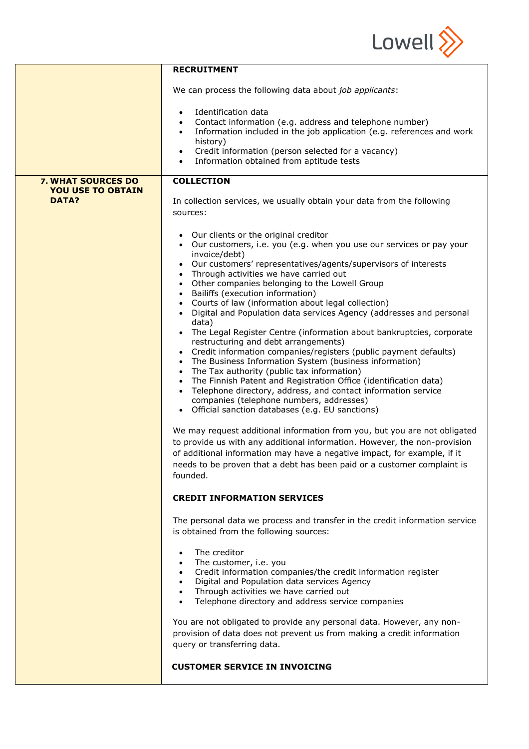**RECRUITMENT**

We can process the following data about *job applicants*:

- Identification data
- Contact information (e.g. address and telephone number)
- Information included in the job application (e.g. references and work history)
- Credit information (person selected for a vacancy)
- Information obtained from aptitude tests

## 7. WHAT SOURCES DO YOU USE TO OBTAIN DATA?

**COLLECTION**

In collection services, we usually obtain your data from the following sources:

- Our clients or the original creditor
- Our customers, i.e. you (e.g. when you use our services or pay your invoice/debt)
- Our customers' representatives/agents/supervisors of interests
- Through activities we have carried out
- Other companies belonging to the Lowell Group
- Bailiffs (execution information)
- Courts of law (information about legal collection)
- Digital and Population data services Agency (addresses and personal data)
- The Legal Register Centre (information about bankruptcies, corporate restructuring and debt arrangements)
- Credit information companies/registers (public payment defaults)
- The Business Information System (business information)
- The Tax authority (public tax information)
- The Finnish Patent and Registration Office (identification data)
- Telephone directory, address, and contact information service companies (telephone numbers, addresses)
- Official sanction databases (e.g. EU sanctions)

We may request additional information from you, but you are not obligated to provide us with any additional information. However, the non-provision of additional information may have a negative impact, for example, if it needs to be proven that a debt has been paid or a customer complaint is founded.

**CREDIT INFORMATION SERVICES**

The personal data we process and transfer in the credit information service is obtained from the following sources:

- The creditor
- The customer, i.e. you
- Credit information companies/the credit information register
- Digital and Population data services Agency
- Through activities we have carried out
- Telephone directory and address service companies

You are not obligated to provide any personal data. However, any non-provision of data does not prevent us from making a credit information query or transferring data.

**CUSTOMER SERVICE IN INVOICING**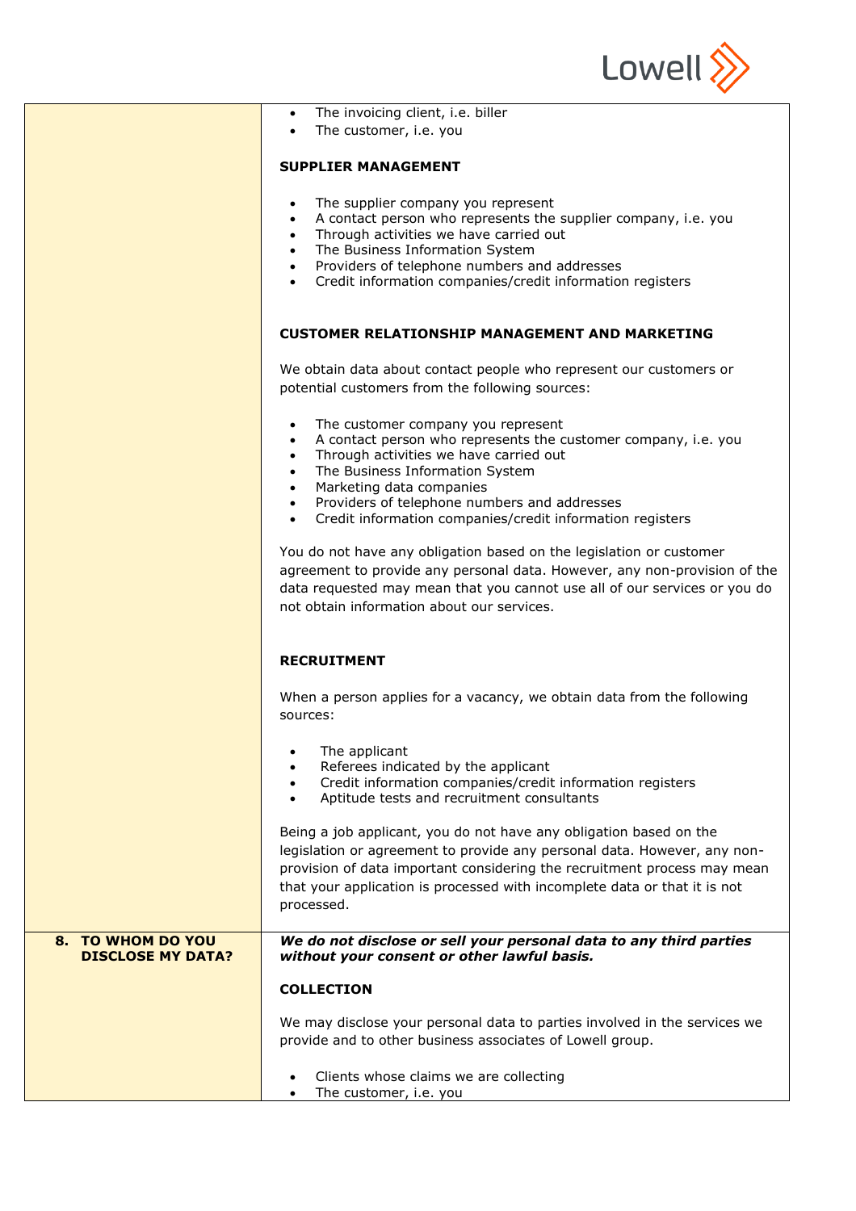- The invoicing client, i.e. biller
- The customer, i.e. you

**SUPPLIER MANAGEMENT**

- The supplier company you represent
- A contact person who represents the supplier company, i.e. you
- Through activities we have carried out
- The Business Information System
- Providers of telephone numbers and addresses
- Credit information companies/credit information registers

**CUSTOMER RELATIONSHIP MANAGEMENT AND MARKETING**

We obtain data about contact people who represent our customers or potential customers from the following sources:

- The customer company you represent
- A contact person who represents the customer company, i.e. you
- Through activities we have carried out
- The Business Information System
- Marketing data companies
- Providers of telephone numbers and addresses
- Credit information companies/credit information registers

You do not have any obligation based on the legislation or customer agreement to provide any personal data. However, any non-provision of the data requested may mean that you cannot use all of our services or you do not obtain information about our services.

**RECRUITMENT**

When a person applies for a vacancy, we obtain data from the following sources:

- The applicant
- Referees indicated by the applicant
- Credit information companies/credit information registers
- Aptitude tests and recruitment consultants

Being a job applicant, you do not have any obligation based on the legislation or agreement to provide any personal data. However, any non-provision of data important considering the recruitment process may mean that your application is processed with incomplete data or that it is not processed.

## 8. TO WHOM DO YOU DISCLOSE MY DATA?

***We do not disclose or sell your personal data to any third parties without your consent or other lawful basis.***

**COLLECTION**

We may disclose your personal data to parties involved in the services we provide and to other business associates of Lowell group.

- Clients whose claims we are collecting
- The customer, i.e. you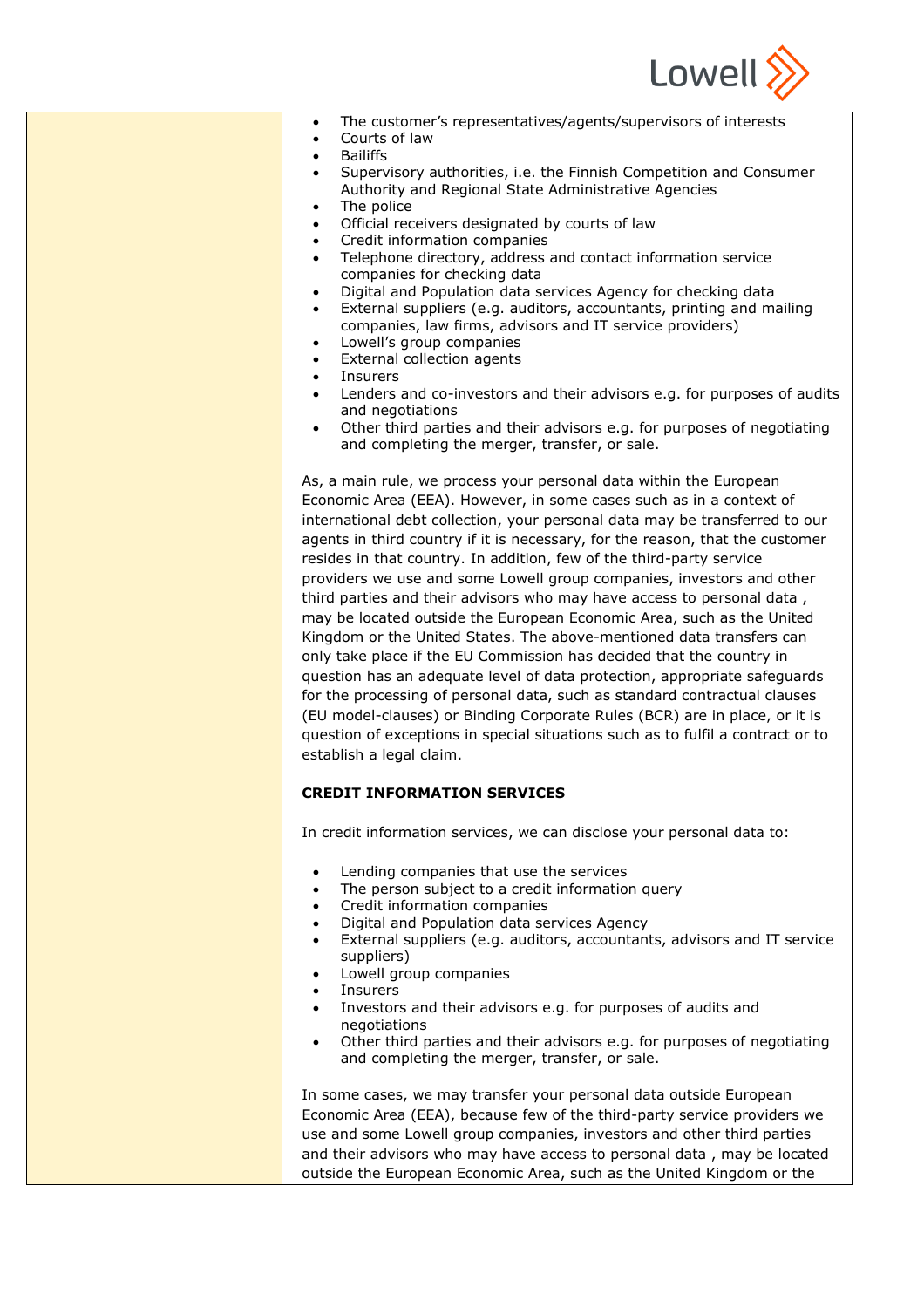- The customer's representatives/agents/supervisors of interests
- Courts of law
- Bailiffs
- Supervisory authorities, i.e. the Finnish Competition and Consumer Authority and Regional State Administrative Agencies
- The police
- Official receivers designated by courts of law
- Credit information companies
- Telephone directory, address and contact information service companies for checking data
- Digital and Population data services Agency for checking data
- External suppliers (e.g. auditors, accountants, printing and mailing companies, law firms, advisors and IT service providers)
- Lowell's group companies
- External collection agents
- Insurers
- Lenders and co-investors and their advisors e.g. for purposes of audits and negotiations
- Other third parties and their advisors e.g. for purposes of negotiating and completing the merger, transfer, or sale.

As, a main rule, we process your personal data within the European Economic Area (EEA). However, in some cases such as in a context of international debt collection, your personal data may be transferred to our agents in third country if it is necessary, for the reason, that the customer resides in that country. In addition, few of the third-party service providers we use and some Lowell group companies, investors and other third parties and their advisors who may have access to personal data , may be located outside the European Economic Area, such as the United Kingdom or the United States. The above-mentioned data transfers can only take place if the EU Commission has decided that the country in question has an adequate level of data protection, appropriate safeguards for the processing of personal data, such as standard contractual clauses (EU model-clauses) or Binding Corporate Rules (BCR) are in place, or it is question of exceptions in special situations such as to fulfil a contract or to establish a legal claim.

**CREDIT INFORMATION SERVICES**

In credit information services, we can disclose your personal data to:

- Lending companies that use the services
- The person subject to a credit information query
- Credit information companies
- Digital and Population data services Agency
- External suppliers (e.g. auditors, accountants, advisors and IT service suppliers)
- Lowell group companies
- Insurers
- Investors and their advisors e.g. for purposes of audits and negotiations
- Other third parties and their advisors e.g. for purposes of negotiating and completing the merger, transfer, or sale.

In some cases, we may transfer your personal data outside European Economic Area (EEA), because few of the third-party service providers we use and some Lowell group companies, investors and other third parties and their advisors who may have access to personal data , may be located outside the European Economic Area, such as the United Kingdom or the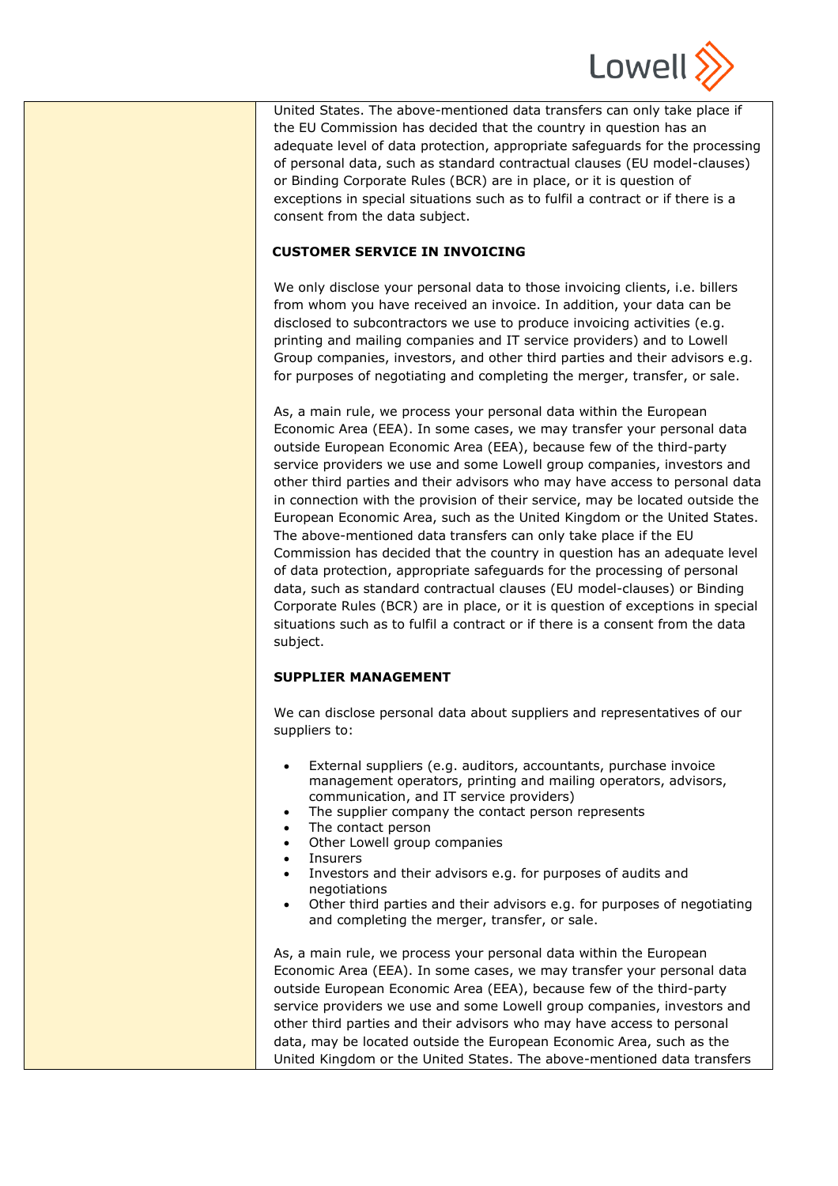United States. The above-mentioned data transfers can only take place if the EU Commission has decided that the country in question has an adequate level of data protection, appropriate safeguards for the processing of personal data, such as standard contractual clauses (EU model-clauses) or Binding Corporate Rules (BCR) are in place, or it is question of exceptions in special situations such as to fulfil a contract or if there is a consent from the data subject.

**CUSTOMER SERVICE IN INVOICING**

We only disclose your personal data to those invoicing clients, i.e. billers from whom you have received an invoice. In addition, your data can be disclosed to subcontractors we use to produce invoicing activities (e.g. printing and mailing companies and IT service providers) and to Lowell Group companies, investors, and other third parties and their advisors e.g. for purposes of negotiating and completing the merger, transfer, or sale.

As, a main rule, we process your personal data within the European Economic Area (EEA). In some cases, we may transfer your personal data outside European Economic Area (EEA), because few of the third-party service providers we use and some Lowell group companies, investors and other third parties and their advisors who may have access to personal data in connection with the provision of their service, may be located outside the European Economic Area, such as the United Kingdom or the United States. The above-mentioned data transfers can only take place if the EU Commission has decided that the country in question has an adequate level of data protection, appropriate safeguards for the processing of personal data, such as standard contractual clauses (EU model-clauses) or Binding Corporate Rules (BCR) are in place, or it is question of exceptions in special situations such as to fulfil a contract or if there is a consent from the data subject.

**SUPPLIER MANAGEMENT**

We can disclose personal data about suppliers and representatives of our suppliers to:

- External suppliers (e.g. auditors, accountants, purchase invoice management operators, printing and mailing operators, advisors, communication, and IT service providers)
- The supplier company the contact person represents
- The contact person
- Other Lowell group companies
- Insurers
- Investors and their advisors e.g. for purposes of audits and negotiations
- Other third parties and their advisors e.g. for purposes of negotiating and completing the merger, transfer, or sale.

As, a main rule, we process your personal data within the European Economic Area (EEA). In some cases, we may transfer your personal data outside European Economic Area (EEA), because few of the third-party service providers we use and some Lowell group companies, investors and other third parties and their advisors who may have access to personal data, may be located outside the European Economic Area, such as the United Kingdom or the United States. The above-mentioned data transfers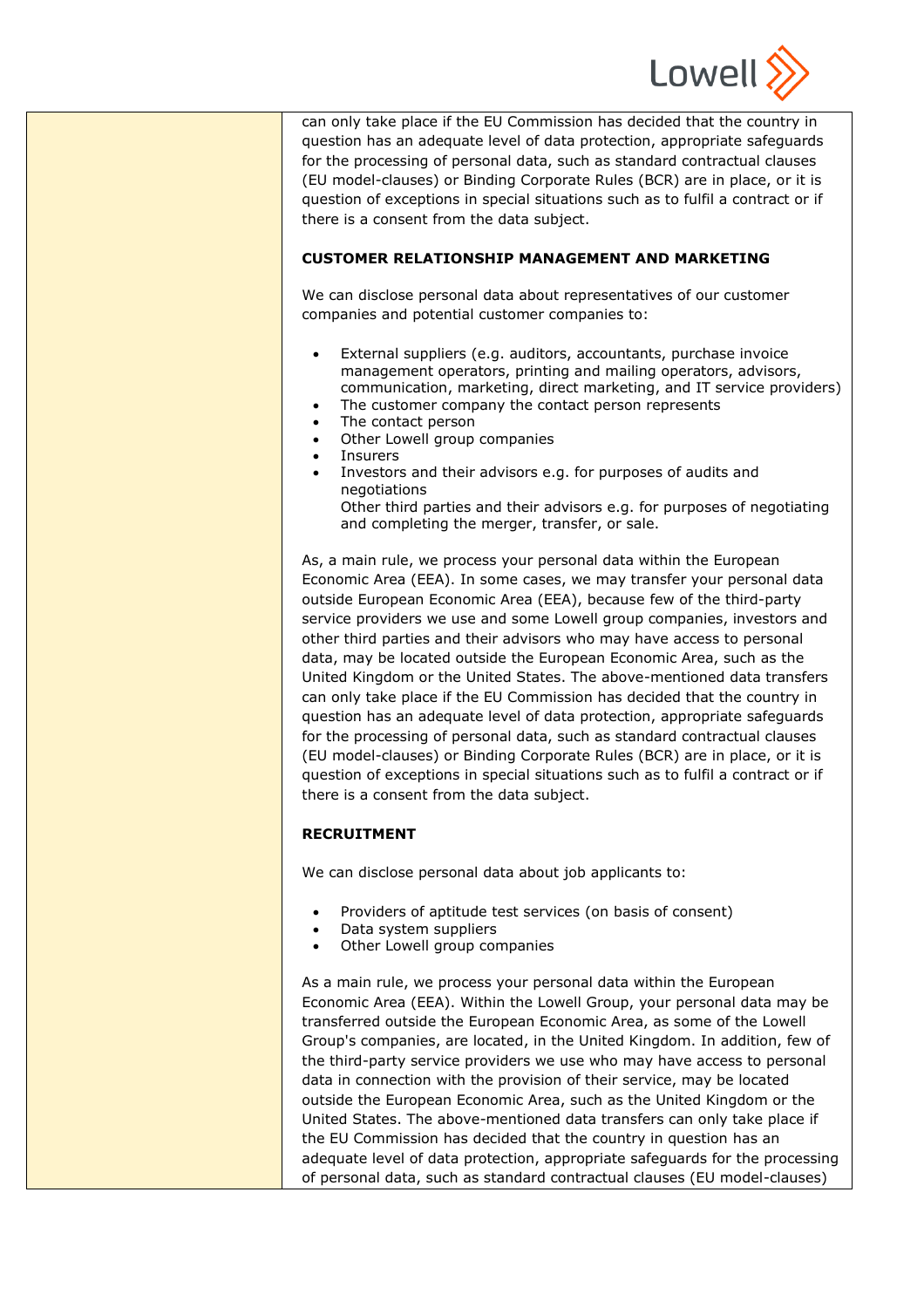can only take place if the EU Commission has decided that the country in question has an adequate level of data protection, appropriate safeguards for the processing of personal data, such as standard contractual clauses (EU model-clauses) or Binding Corporate Rules (BCR) are in place, or it is question of exceptions in special situations such as to fulfil a contract or if there is a consent from the data subject.

**CUSTOMER RELATIONSHIP MANAGEMENT AND MARKETING**

We can disclose personal data about representatives of our customer companies and potential customer companies to:

- External suppliers (e.g. auditors, accountants, purchase invoice management operators, printing and mailing operators, advisors, communication, marketing, direct marketing, and IT service providers)
- The customer company the contact person represents
- The contact person
- Other Lowell group companies
- Insurers
- Investors and their advisors e.g. for purposes of audits and negotiations
  Other third parties and their advisors e.g. for purposes of negotiating and completing the merger, transfer, or sale.

As, a main rule, we process your personal data within the European Economic Area (EEA). In some cases, we may transfer your personal data outside European Economic Area (EEA), because few of the third-party service providers we use and some Lowell group companies, investors and other third parties and their advisors who may have access to personal data, may be located outside the European Economic Area, such as the United Kingdom or the United States. The above-mentioned data transfers can only take place if the EU Commission has decided that the country in question has an adequate level of data protection, appropriate safeguards for the processing of personal data, such as standard contractual clauses (EU model-clauses) or Binding Corporate Rules (BCR) are in place, or it is question of exceptions in special situations such as to fulfil a contract or if there is a consent from the data subject.

**RECRUITMENT**

We can disclose personal data about job applicants to:

- Providers of aptitude test services (on basis of consent)
- Data system suppliers
- Other Lowell group companies

As a main rule, we process your personal data within the European Economic Area (EEA). Within the Lowell Group, your personal data may be transferred outside the European Economic Area, as some of the Lowell Group's companies, are located, in the United Kingdom. In addition, few of the third-party service providers we use who may have access to personal data in connection with the provision of their service, may be located outside the European Economic Area, such as the United Kingdom or the United States. The above-mentioned data transfers can only take place if the EU Commission has decided that the country in question has an adequate level of data protection, appropriate safeguards for the processing of personal data, such as standard contractual clauses (EU model-clauses)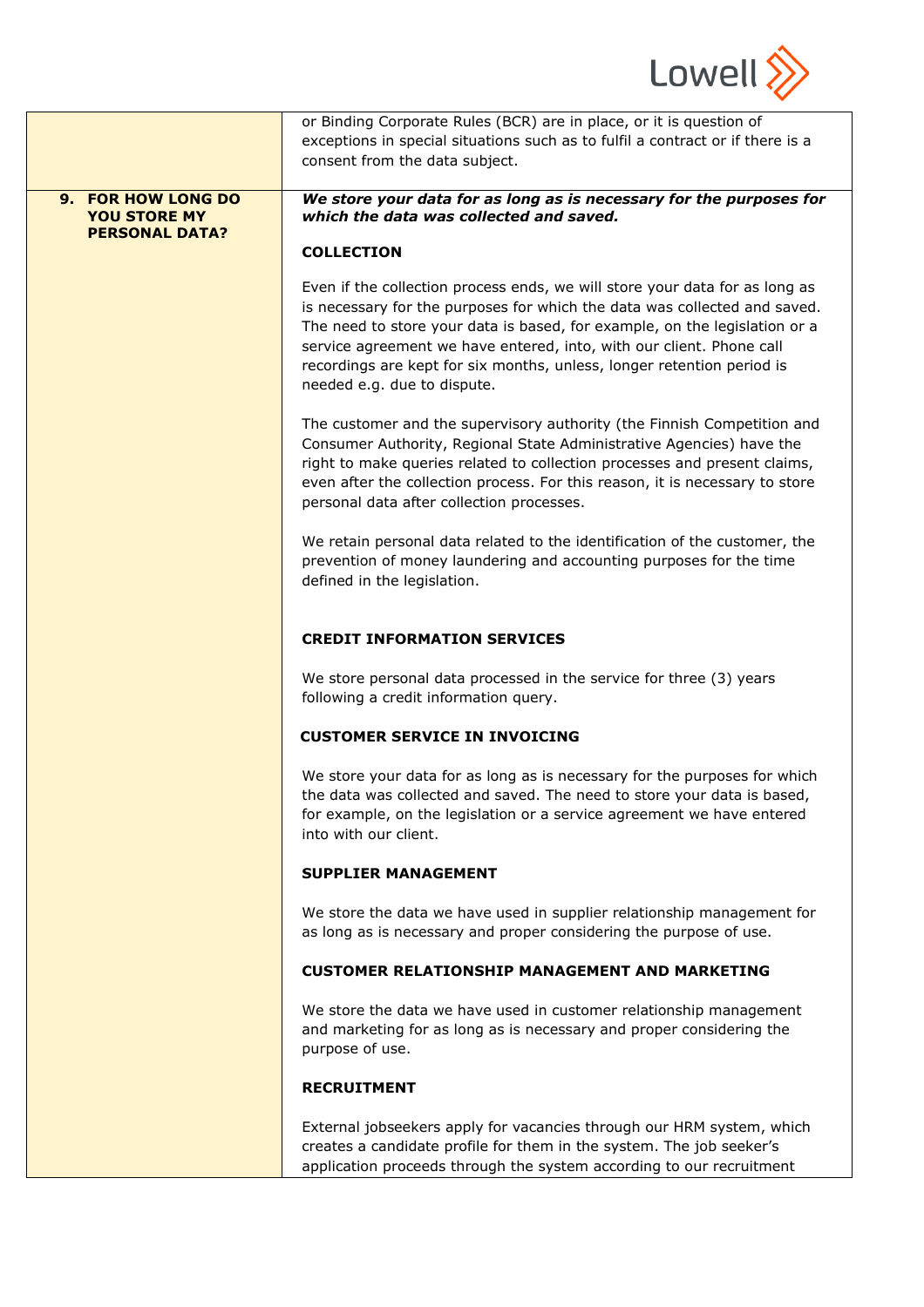or Binding Corporate Rules (BCR) are in place, or it is question of exceptions in special situations such as to fulfil a contract or if there is a consent from the data subject.

## 9. FOR HOW LONG DO YOU STORE MY PERSONAL DATA?

***We store your data for as long as is necessary for the purposes for which the data was collected and saved.***

**COLLECTION**

Even if the collection process ends, we will store your data for as long as is necessary for the purposes for which the data was collected and saved. The need to store your data is based, for example, on the legislation or a service agreement we have entered, into, with our client. Phone call recordings are kept for six months, unless, longer retention period is needed e.g. due to dispute.

The customer and the supervisory authority (the Finnish Competition and Consumer Authority, Regional State Administrative Agencies) have the right to make queries related to collection processes and present claims, even after the collection process. For this reason, it is necessary to store personal data after collection processes.

We retain personal data related to the identification of the customer, the prevention of money laundering and accounting purposes for the time defined in the legislation.

**CREDIT INFORMATION SERVICES**

We store personal data processed in the service for three (3) years following a credit information query.

**CUSTOMER SERVICE IN INVOICING**

We store your data for as long as is necessary for the purposes for which the data was collected and saved. The need to store your data is based, for example, on the legislation or a service agreement we have entered into with our client.

**SUPPLIER MANAGEMENT**

We store the data we have used in supplier relationship management for as long as is necessary and proper considering the purpose of use.

**CUSTOMER RELATIONSHIP MANAGEMENT AND MARKETING**

We store the data we have used in customer relationship management and marketing for as long as is necessary and proper considering the purpose of use.

**RECRUITMENT**

External jobseekers apply for vacancies through our HRM system, which creates a candidate profile for them in the system. The job seeker's application proceeds through the system according to our recruitment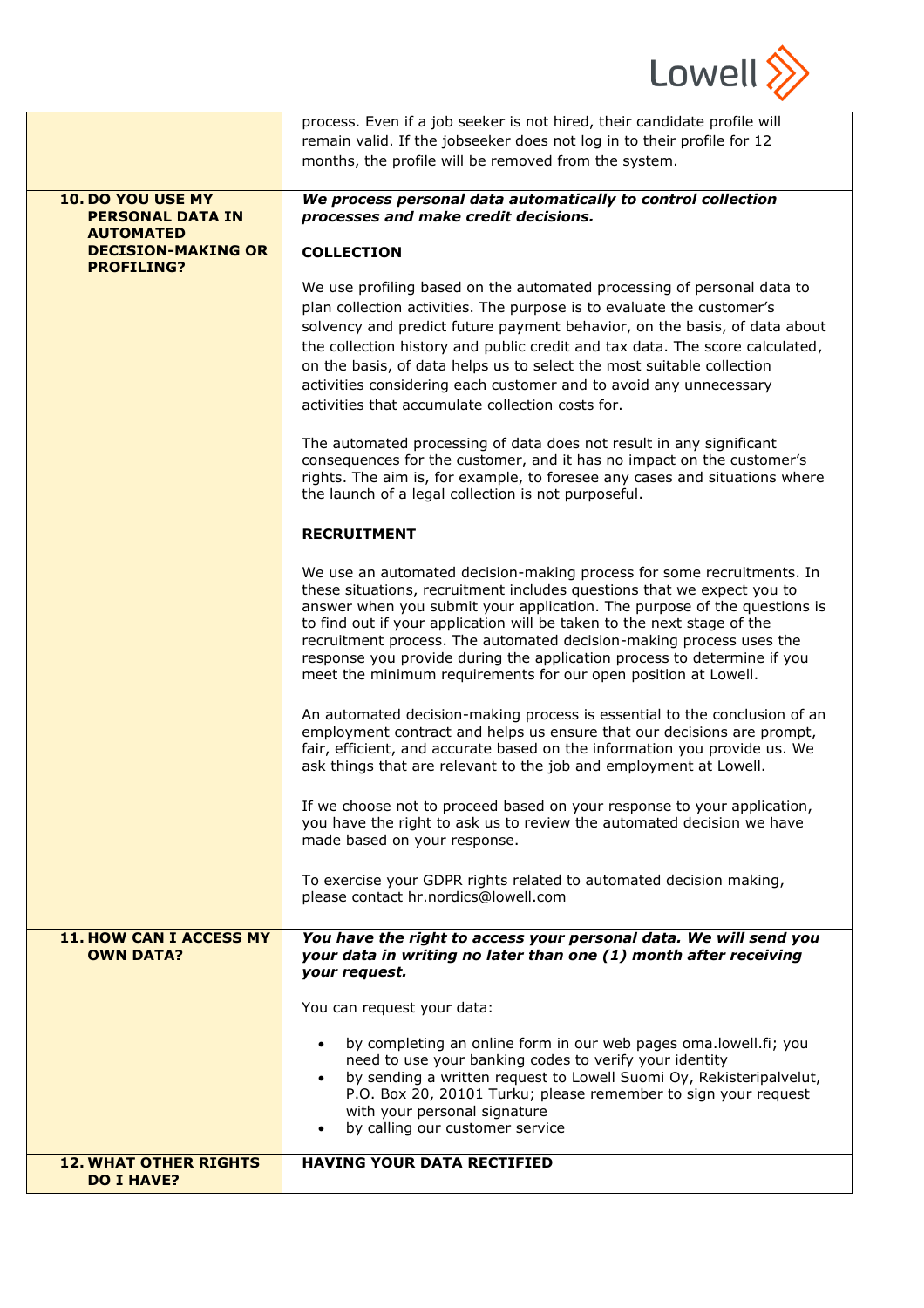| | |
|---|---|
| | process. Even if a job seeker is not hired, their candidate profile will remain valid. If the jobseeker does not log in to their profile for 12 months, the profile will be removed from the system. |
| **10. DO YOU USE MY PERSONAL DATA IN AUTOMATED DECISION-MAKING OR PROFILING?** | ***We process personal data automatically to control collection processes and make credit decisions.***<br><br>**COLLECTION**<br><br>We use profiling based on the automated processing of personal data to plan collection activities. The purpose is to evaluate the customer's solvency and predict future payment behavior, on the basis, of data about the collection history and public credit and tax data. The score calculated, on the basis, of data helps us to select the most suitable collection activities considering each customer and to avoid any unnecessary activities that accumulate collection costs for.<br><br>The automated processing of data does not result in any significant consequences for the customer, and it has no impact on the customer's rights. The aim is, for example, to foresee any cases and situations where the launch of a legal collection is not purposeful.<br><br>**RECRUITMENT**<br><br>We use an automated decision-making process for some recruitments. In these situations, recruitment includes questions that we expect you to answer when you submit your application. The purpose of the questions is to find out if your application will be taken to the next stage of the recruitment process. The automated decision-making process uses the response you provide during the application process to determine if you meet the minimum requirements for our open position at Lowell.<br><br>An automated decision-making process is essential to the conclusion of an employment contract and helps us ensure that our decisions are prompt, fair, efficient, and accurate based on the information you provide us. We ask things that are relevant to the job and employment at Lowell.<br><br>If we choose not to proceed based on your response to your application, you have the right to ask us to review the automated decision we have made based on your response.<br><br>To exercise your GDPR rights related to automated decision making, please contact hr.nordics@lowell.com |
| **11. HOW CAN I ACCESS MY OWN DATA?** | ***You have the right to access your personal data. We will send you your data in writing no later than one (1) month after receiving your request.***<br><br>You can request your data:<br><br>• by completing an online form in our web pages oma.lowell.fi; you need to use your banking codes to verify your identity<br>• by sending a written request to Lowell Suomi Oy, Rekisteripalvelut, P.O. Box 20, 20101 Turku; please remember to sign your request with your personal signature<br>• by calling our customer service |
| **12. WHAT OTHER RIGHTS DO I HAVE?** | **HAVING YOUR DATA RECTIFIED** |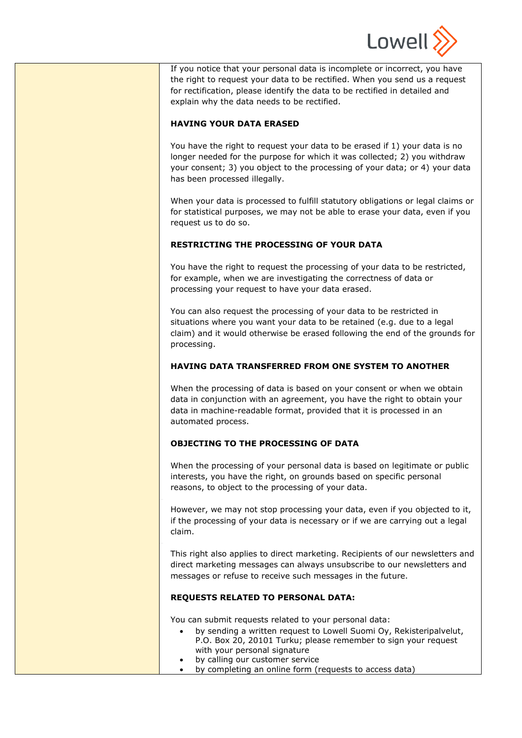If you notice that your personal data is incomplete or incorrect, you have the right to request your data to be rectified. When you send us a request for rectification, please identify the data to be rectified in detailed and explain why the data needs to be rectified.

**HAVING YOUR DATA ERASED**

You have the right to request your data to be erased if 1) your data is no longer needed for the purpose for which it was collected; 2) you withdraw your consent; 3) you object to the processing of your data; or 4) your data has been processed illegally.

When your data is processed to fulfill statutory obligations or legal claims or for statistical purposes, we may not be able to erase your data, even if you request us to do so.

**RESTRICTING THE PROCESSING OF YOUR DATA**

You have the right to request the processing of your data to be restricted, for example, when we are investigating the correctness of data or processing your request to have your data erased.

You can also request the processing of your data to be restricted in situations where you want your data to be retained (e.g. due to a legal claim) and it would otherwise be erased following the end of the grounds for processing.

**HAVING DATA TRANSFERRED FROM ONE SYSTEM TO ANOTHER**

When the processing of data is based on your consent or when we obtain data in conjunction with an agreement, you have the right to obtain your data in machine-readable format, provided that it is processed in an automated process.

**OBJECTING TO THE PROCESSING OF DATA**

When the processing of your personal data is based on legitimate or public interests, you have the right, on grounds based on specific personal reasons, to object to the processing of your data.

However, we may not stop processing your data, even if you objected to it, if the processing of your data is necessary or if we are carrying out a legal claim.

This right also applies to direct marketing. Recipients of our newsletters and direct marketing messages can always unsubscribe to our newsletters and messages or refuse to receive such messages in the future.

**REQUESTS RELATED TO PERSONAL DATA:**

You can submit requests related to your personal data:

- by sending a written request to Lowell Suomi Oy, Rekisteripalvelut, P.O. Box 20, 20101 Turku; please remember to sign your request with your personal signature
- by calling our customer service
- by completing an online form (requests to access data)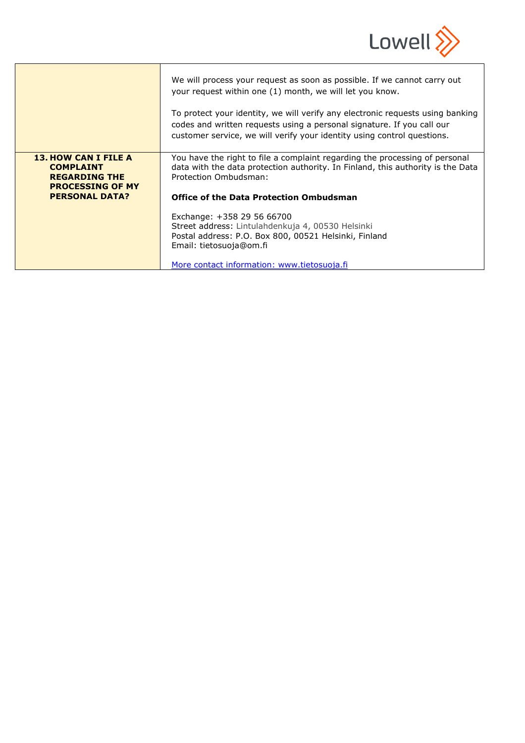| | |
|---|---|
| | We will process your request as soon as possible. If we cannot carry out your request within one (1) month, we will let you know.<br><br>To protect your identity, we will verify any electronic requests using banking codes and written requests using a personal signature. If you call our customer service, we will verify your identity using control questions. |
| **13. HOW CAN I FILE A COMPLAINT REGARDING THE PROCESSING OF MY PERSONAL DATA?** | You have the right to file a complaint regarding the processing of personal data with the data protection authority. In Finland, this authority is the Data Protection Ombudsman:<br><br>**Office of the Data Protection Ombudsman**<br><br>Exchange: +358 29 56 66700<br>Street address: Lintulahdenkuja 4, 00530 Helsinki<br>Postal address: P.O. Box 800, 00521 Helsinki, Finland<br>Email: tietosuoja@om.fi<br><br>[More contact information: www.tietosuoja.fi](http://www.tietosuoja.fi) |